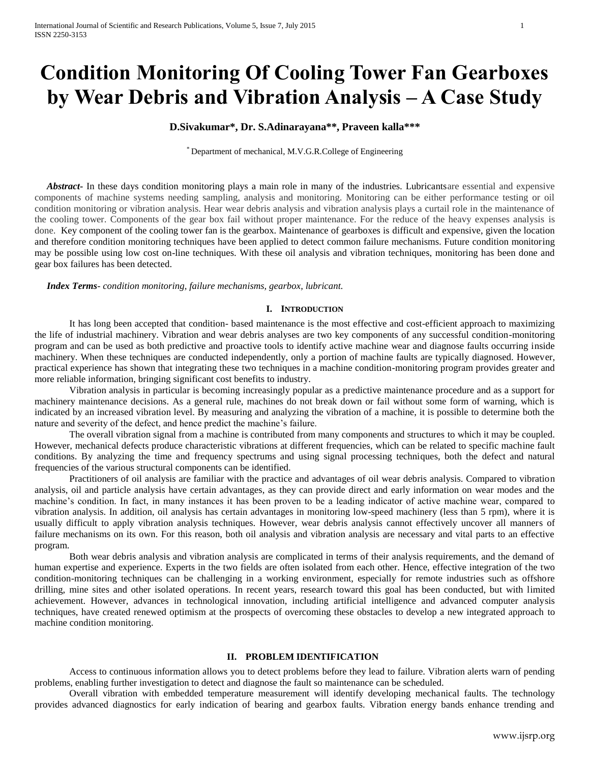# Condition Monitoring Of Cooling Tower Fan Gearboxes by Wear Debris and Vibration Analysis – A Case Study

**D.Sivakumar*, Dr. S.Adinarayana**, Praveen kalla*****

[*] Department of mechanical, M.V.G.R.College of Engineering

***Abstract-*** In these days condition monitoring plays a main role in many of the industries. Lubricantsare essential and expensive components of machine systems needing sampling, analysis and monitoring. Monitoring can be either performance testing or oil condition monitoring or vibration analysis. Hear wear debris analysis and vibration analysis plays a curtail role in the maintenance of the cooling tower. Components of the gear box fail without proper maintenance. For the reduce of the heavy expenses analysis is done. Key component of the cooling tower fan is the gearbox. Maintenance of gearboxes is difficult and expensive, given the location and therefore condition monitoring techniques have been applied to detect common failure mechanisms. Future condition monitoring may be possible using low cost on-line techniques. With these oil analysis and vibration techniques, monitoring has been done and gear box failures has been detected.

***Index Terms****- condition monitoring, failure mechanisms, gearbox, lubricant.*

## I. Introduction

It has long been accepted that condition- based maintenance is the most effective and cost-efficient approach to maximizing the life of industrial machinery. Vibration and wear debris analyses are two key components of any successful condition-monitoring program and can be used as both predictive and proactive tools to identify active machine wear and diagnose faults occurring inside machinery. When these techniques are conducted independently, only a portion of machine faults are typically diagnosed. However, practical experience has shown that integrating these two techniques in a machine condition-monitoring program provides greater and more reliable information, bringing significant cost benefits to industry.

Vibration analysis in particular is becoming increasingly popular as a predictive maintenance procedure and as a support for machinery maintenance decisions. As a general rule, machines do not break down or fail without some form of warning, which is indicated by an increased vibration level. By measuring and analyzing the vibration of a machine, it is possible to determine both the nature and severity of the defect, and hence predict the machine's failure.

The overall vibration signal from a machine is contributed from many components and structures to which it may be coupled. However, mechanical defects produce characteristic vibrations at different frequencies, which can be related to specific machine fault conditions. By analyzing the time and frequency spectrums and using signal processing techniques, both the defect and natural frequencies of the various structural components can be identified.

Practitioners of oil analysis are familiar with the practice and advantages of oil wear debris analysis. Compared to vibration analysis, oil and particle analysis have certain advantages, as they can provide direct and early information on wear modes and the machine's condition. In fact, in many instances it has been proven to be a leading indicator of active machine wear, compared to vibration analysis. In addition, oil analysis has certain advantages in monitoring low-speed machinery (less than 5 rpm), where it is usually difficult to apply vibration analysis techniques. However, wear debris analysis cannot effectively uncover all manners of failure mechanisms on its own. For this reason, both oil analysis and vibration analysis are necessary and vital parts to an effective program.

Both wear debris analysis and vibration analysis are complicated in terms of their analysis requirements, and the demand of human expertise and experience. Experts in the two fields are often isolated from each other. Hence, effective integration of the two condition-monitoring techniques can be challenging in a working environment, especially for remote industries such as offshore drilling, mine sites and other isolated operations. In recent years, research toward this goal has been conducted, but with limited achievement. However, advances in technological innovation, including artificial intelligence and advanced computer analysis techniques, have created renewed optimism at the prospects of overcoming these obstacles to develop a new integrated approach to machine condition monitoring.

## II. PROBLEM IDENTIFICATION

Access to continuous information allows you to detect problems before they lead to failure. Vibration alerts warn of pending problems, enabling further investigation to detect and diagnose the fault so maintenance can be scheduled.

Overall vibration with embedded temperature measurement will identify developing mechanical faults. The technology provides advanced diagnostics for early indication of bearing and gearbox faults. Vibration energy bands enhance trending and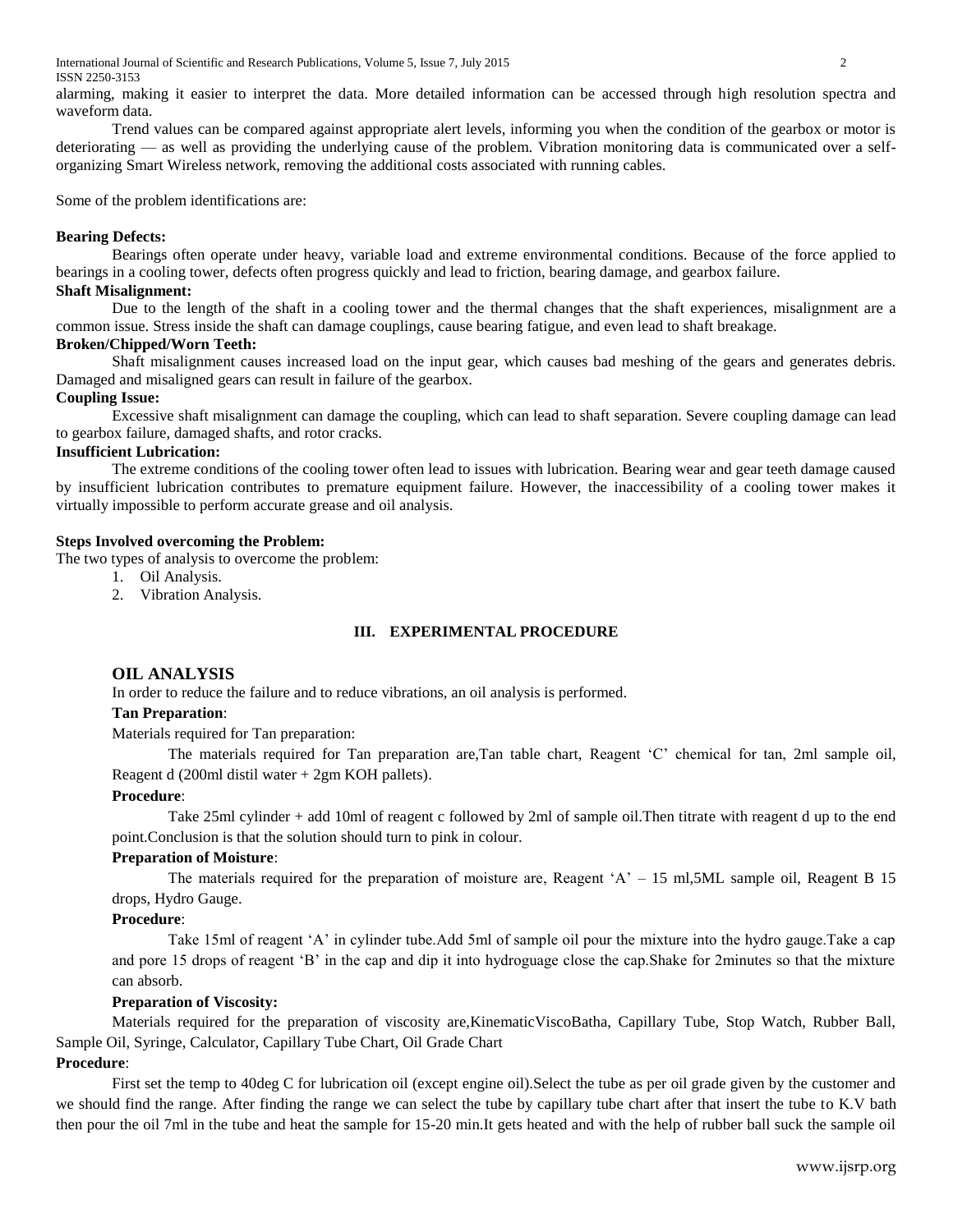alarming, making it easier to interpret the data. More detailed information can be accessed through high resolution spectra and waveform data.

Trend values can be compared against appropriate alert levels, informing you when the condition of the gearbox or motor is deteriorating — as well as providing the underlying cause of the problem. Vibration monitoring data is communicated over a self-organizing Smart Wireless network, removing the additional costs associated with running cables.

Some of the problem identifications are:

**Bearing Defects:**

Bearings often operate under heavy, variable load and extreme environmental conditions. Because of the force applied to bearings in a cooling tower, defects often progress quickly and lead to friction, bearing damage, and gearbox failure.

**Shaft Misalignment:**

Due to the length of the shaft in a cooling tower and the thermal changes that the shaft experiences, misalignment are a common issue. Stress inside the shaft can damage couplings, cause bearing fatigue, and even lead to shaft breakage.

**Broken/Chipped/Worn Teeth:**

Shaft misalignment causes increased load on the input gear, which causes bad meshing of the gears and generates debris. Damaged and misaligned gears can result in failure of the gearbox.

**Coupling Issue:**

Excessive shaft misalignment can damage the coupling, which can lead to shaft separation. Severe coupling damage can lead to gearbox failure, damaged shafts, and rotor cracks.

**Insufficient Lubrication:**

The extreme conditions of the cooling tower often lead to issues with lubrication. Bearing wear and gear teeth damage caused by insufficient lubrication contributes to premature equipment failure. However, the inaccessibility of a cooling tower makes it virtually impossible to perform accurate grease and oil analysis.

**Steps Involved overcoming the Problem:**

The two types of analysis to overcome the problem:

1. Oil Analysis.
2. Vibration Analysis.

## III. EXPERIMENTAL PROCEDURE

### OIL ANALYSIS

In order to reduce the failure and to reduce vibrations, an oil analysis is performed.

**Tan Preparation**:

Materials required for Tan preparation:

The materials required for Tan preparation are,Tan table chart, Reagent 'C' chemical for tan, 2ml sample oil, Reagent d (200ml distil water + 2gm KOH pallets).

**Procedure**:

Take 25ml cylinder + add 10ml of reagent c followed by 2ml of sample oil.Then titrate with reagent d up to the end point.Conclusion is that the solution should turn to pink in colour.

**Preparation of Moisture**:

The materials required for the preparation of moisture are, Reagent 'A' – 15 ml,5ML sample oil, Reagent B 15 drops, Hydro Gauge.

**Procedure**:

Take 15ml of reagent 'A' in cylinder tube.Add 5ml of sample oil pour the mixture into the hydro gauge.Take a cap and pore 15 drops of reagent 'B' in the cap and dip it into hydroguage close the cap.Shake for 2minutes so that the mixture can absorb.

**Preparation of Viscosity:**

Materials required for the preparation of viscosity are,KinematicViscoBatha, Capillary Tube, Stop Watch, Rubber Ball, Sample Oil, Syringe, Calculator, Capillary Tube Chart, Oil Grade Chart

**Procedure**:

First set the temp to 40deg C for lubrication oil (except engine oil).Select the tube as per oil grade given by the customer and we should find the range. After finding the range we can select the tube by capillary tube chart after that insert the tube to K.V bath then pour the oil 7ml in the tube and heat the sample for 15-20 min.It gets heated and with the help of rubber ball suck the sample oil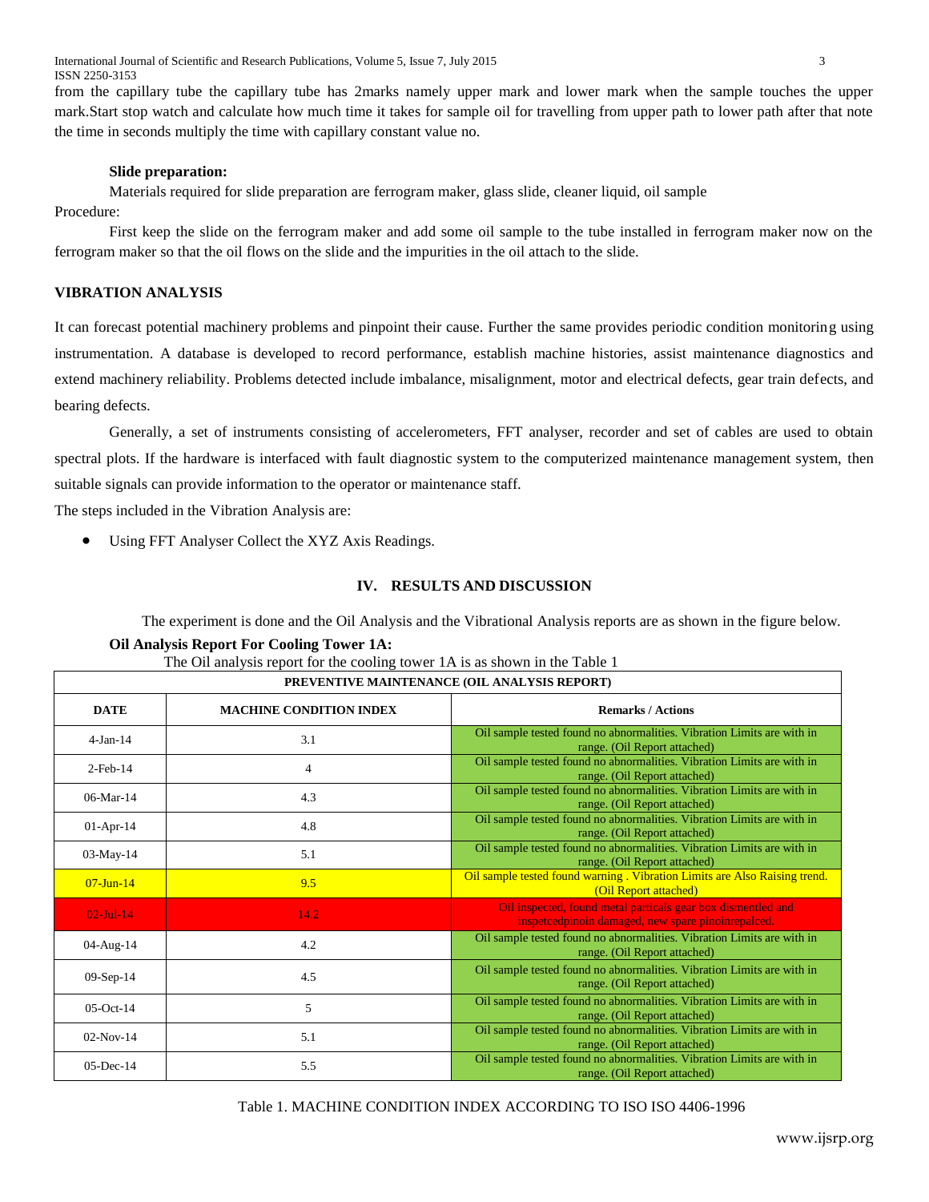from the capillary tube the capillary tube has 2marks namely upper mark and lower mark when the sample touches the upper mark.Start stop watch and calculate how much time it takes for sample oil for travelling from upper path to lower path after that note the time in seconds multiply the time with capillary constant value no.

**Slide preparation:**

Materials required for slide preparation are ferrogram maker, glass slide, cleaner liquid, oil sample

Procedure:

First keep the slide on the ferrogram maker and add some oil sample to the tube installed in ferrogram maker now on the ferrogram maker so that the oil flows on the slide and the impurities in the oil attach to the slide.

### VIBRATION ANALYSIS

It can forecast potential machinery problems and pinpoint their cause. Further the same provides periodic condition monitoring using instrumentation. A database is developed to record performance, establish machine histories, assist maintenance diagnostics and extend machinery reliability. Problems detected include imbalance, misalignment, motor and electrical defects, gear train defects, and bearing defects.

Generally, a set of instruments consisting of accelerometers, FFT analyser, recorder and set of cables are used to obtain spectral plots. If the hardware is interfaced with fault diagnostic system to the computerized maintenance management system, then suitable signals can provide information to the operator or maintenance staff.

The steps included in the Vibration Analysis are:

- Using FFT Analyser Collect the XYZ Axis Readings.

## IV. RESULTS AND DISCUSSION

The experiment is done and the Oil Analysis and the Vibrational Analysis reports are as shown in the figure below.

**Oil Analysis Report For Cooling Tower 1A:**

The Oil analysis report for the cooling tower 1A is as shown in the Table 1

| PREVENTIVE MAINTENANCE (OIL ANALYSIS REPORT) | | |
|---|---|---|
| **DATE** | **MACHINE CONDITION INDEX** | **Remarks / Actions** |
| 4-Jan-14 | 3.1 | Oil sample tested found no abnormalities. Vibration Limits are with in range. (Oil Report attached) |
| 2-Feb-14 | 4 | Oil sample tested found no abnormalities. Vibration Limits are with in range. (Oil Report attached) |
| 06-Mar-14 | 4.3 | Oil sample tested found no abnormalities. Vibration Limits are with in range. (Oil Report attached) |
| 01-Apr-14 | 4.8 | Oil sample tested found no abnormalities. Vibration Limits are with in range. (Oil Report attached) |
| 03-May-14 | 5.1 | Oil sample tested found no abnormalities. Vibration Limits are with in range. (Oil Report attached) |
| 07-Jun-14 | 9.5 | Oil sample tested found warning . Vibration Limits are Also Raising trend. (Oil Report attached) |
| 02-Jul-14 | 14.2 | Oil inspected, found metal particals gear box dismentled and inspetcedpinoin damaged, new spare pinoinrepalced. |
| 04-Aug-14 | 4.2 | Oil sample tested found no abnormalities. Vibration Limits are with in range. (Oil Report attached) |
| 09-Sep-14 | 4.5 | Oil sample tested found no abnormalities. Vibration Limits are with in range. (Oil Report attached) |
| 05-Oct-14 | 5 | Oil sample tested found no abnormalities. Vibration Limits are with in range. (Oil Report attached) |
| 02-Nov-14 | 5.1 | Oil sample tested found no abnormalities. Vibration Limits are with in range. (Oil Report attached) |
| 05-Dec-14 | 5.5 | Oil sample tested found no abnormalities. Vibration Limits are with in range. (Oil Report attached) |

Table 1. MACHINE CONDITION INDEX ACCORDING TO ISO ISO 4406-1996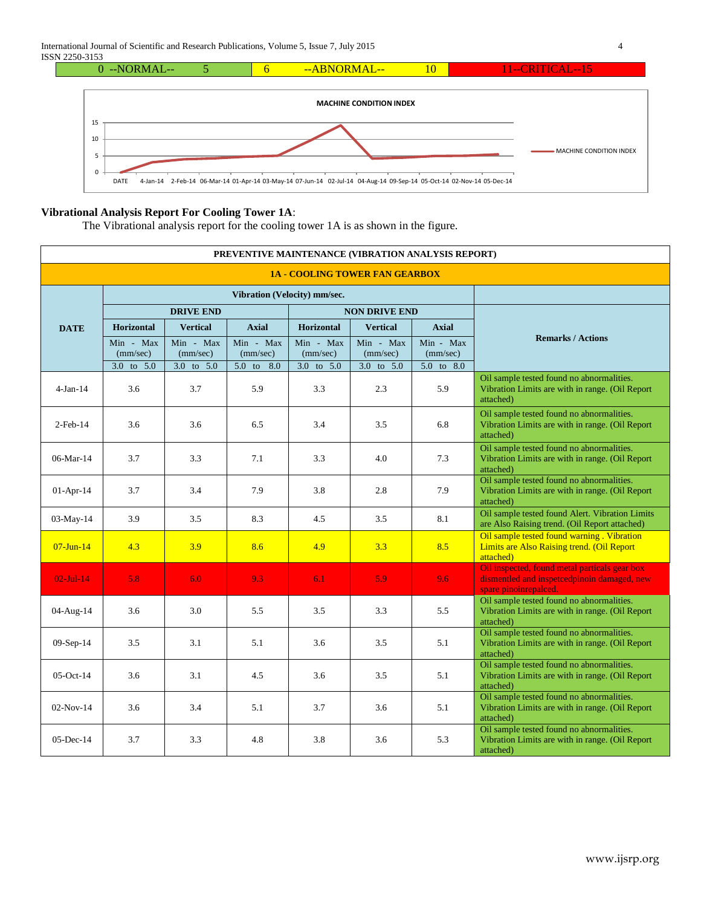| 0 --NORMAL-- 5 | 6 --ABNORMAL-- 10 | 11--CRITICAL--15 |
|---|---|---|

**MACHINE CONDITION INDEX**

**Vibrational Analysis Report For Cooling Tower 1A**:

The Vibrational analysis report for the cooling tower 1A is as shown in the figure.

| PREVENTIVE MAINTENANCE (VIBRATION ANALYSIS REPORT) | | | | | | | |
|---|---|---|---|---|---|---|---|
| **1A - COOLING TOWER FAN GEARBOX** | | | | | | | |
| **DATE** | **Vibration (Velocity) mm/sec.** | | | | | | **Remarks / Actions** |
| | **DRIVE END** | | | **NON DRIVE END** | | | |
| | **Horizontal** | **Vertical** | **Axial** | **Horizontal** | **Vertical** | **Axial** | |
| | Min - Max (mm/sec) | Min - Max (mm/sec) | Min - Max (mm/sec) | Min - Max (mm/sec) | Min - Max (mm/sec) | Min - Max (mm/sec) | |
| | 3.0 to 5.0 | 3.0 to 5.0 | 5.0 to 8.0 | 3.0 to 5.0 | 3.0 to 5.0 | 5.0 to 8.0 | |
| 4-Jan-14 | 3.6 | 3.7 | 5.9 | 3.3 | 2.3 | 5.9 | Oil sample tested found no abnormalities. Vibration Limits are with in range. (Oil Report attached) |
| 2-Feb-14 | 3.6 | 3.6 | 6.5 | 3.4 | 3.5 | 6.8 | Oil sample tested found no abnormalities. Vibration Limits are with in range. (Oil Report attached) |
| 06-Mar-14 | 3.7 | 3.3 | 7.1 | 3.3 | 4.0 | 7.3 | Oil sample tested found no abnormalities. Vibration Limits are with in range. (Oil Report attached) |
| 01-Apr-14 | 3.7 | 3.4 | 7.9 | 3.8 | 2.8 | 7.9 | Oil sample tested found no abnormalities. Vibration Limits are with in range. (Oil Report attached) |
| 03-May-14 | 3.9 | 3.5 | 8.3 | 4.5 | 3.5 | 8.1 | Oil sample tested found Alert. Vibration Limits are Also Raising trend. (Oil Report attached) |
| 07-Jun-14 | 4.3 | 3.9 | 8.6 | 4.9 | 3.3 | 8.5 | Oil sample tested found warning . Vibration Limits are Also Raising trend. (Oil Report attached) |
| 02-Jul-14 | 5.8 | 6.0 | 9.3 | 6.1 | 5.9 | 9.6 | Oil inspected, found metal particals gear box dismentled and inspetcedpinoin damaged, new spare pinoinrepalced. |
| 04-Aug-14 | 3.6 | 3.0 | 5.5 | 3.5 | 3.3 | 5.5 | Oil sample tested found no abnormalities. Vibration Limits are with in range. (Oil Report attached) |
| 09-Sep-14 | 3.5 | 3.1 | 5.1 | 3.6 | 3.5 | 5.1 | Oil sample tested found no abnormalities. Vibration Limits are with in range. (Oil Report attached) |
| 05-Oct-14 | 3.6 | 3.1 | 4.5 | 3.6 | 3.5 | 5.1 | Oil sample tested found no abnormalities. Vibration Limits are with in range. (Oil Report attached) |
| 02-Nov-14 | 3.6 | 3.4 | 5.1 | 3.7 | 3.6 | 5.1 | Oil sample tested found no abnormalities. Vibration Limits are with in range. (Oil Report attached) |
| 05-Dec-14 | 3.7 | 3.3 | 4.8 | 3.8 | 3.6 | 5.3 | Oil sample tested found no abnormalities. Vibration Limits are with in range. (Oil Report attached) |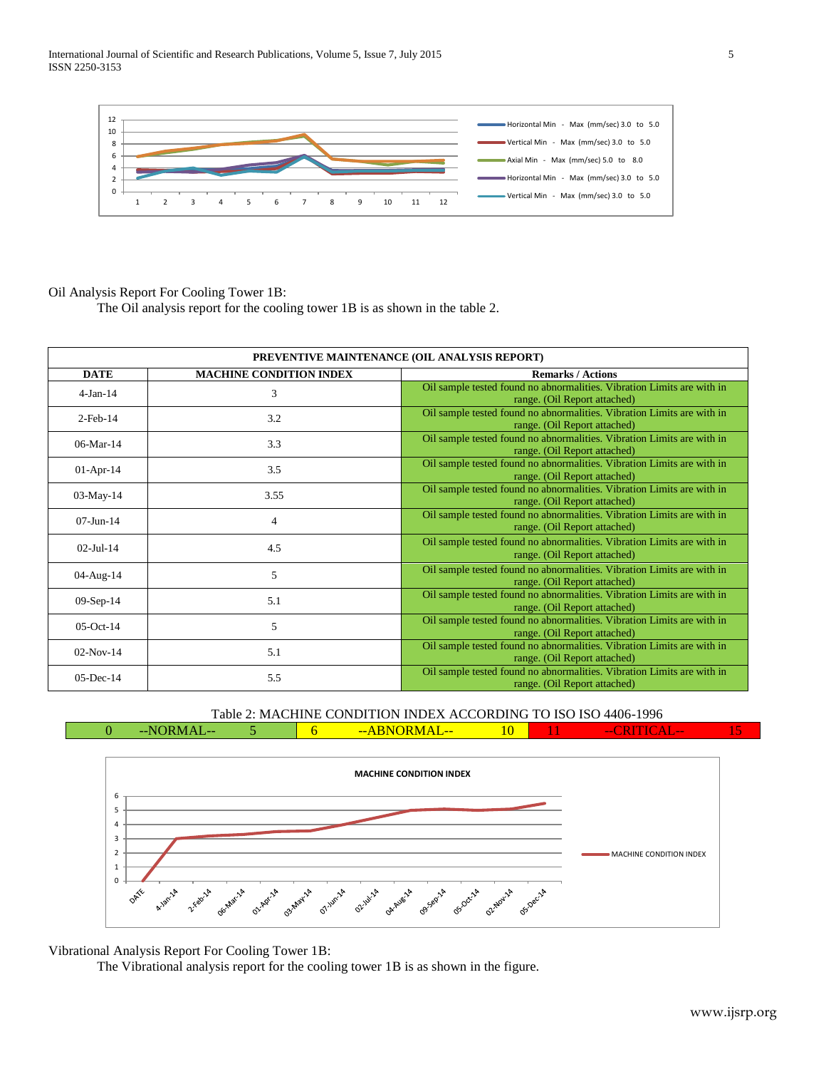Oil Analysis Report For Cooling Tower 1B:

The Oil analysis report for the cooling tower 1B is as shown in the table 2.

| PREVENTIVE MAINTENANCE (OIL ANALYSIS REPORT) | | |
|---|---|---|
| **DATE** | **MACHINE CONDITION INDEX** | **Remarks / Actions** |
| 4-Jan-14 | 3 | Oil sample tested found no abnormalities. Vibration Limits are with in range. (Oil Report attached) |
| 2-Feb-14 | 3.2 | Oil sample tested found no abnormalities. Vibration Limits are with in range. (Oil Report attached) |
| 06-Mar-14 | 3.3 | Oil sample tested found no abnormalities. Vibration Limits are with in range. (Oil Report attached) |
| 01-Apr-14 | 3.5 | Oil sample tested found no abnormalities. Vibration Limits are with in range. (Oil Report attached) |
| 03-May-14 | 3.55 | Oil sample tested found no abnormalities. Vibration Limits are with in range. (Oil Report attached) |
| 07-Jun-14 | 4 | Oil sample tested found no abnormalities. Vibration Limits are with in range. (Oil Report attached) |
| 02-Jul-14 | 4.5 | Oil sample tested found no abnormalities. Vibration Limits are with in range. (Oil Report attached) |
| 04-Aug-14 | 5 | Oil sample tested found no abnormalities. Vibration Limits are with in range. (Oil Report attached) |
| 09-Sep-14 | 5.1 | Oil sample tested found no abnormalities. Vibration Limits are with in range. (Oil Report attached) |
| 05-Oct-14 | 5 | Oil sample tested found no abnormalities. Vibration Limits are with in range. (Oil Report attached) |
| 02-Nov-14 | 5.1 | Oil sample tested found no abnormalities. Vibration Limits are with in range. (Oil Report attached) |
| 05-Dec-14 | 5.5 | Oil sample tested found no abnormalities. Vibration Limits are with in range. (Oil Report attached) |

Table 2: MACHINE CONDITION INDEX ACCORDING TO ISO ISO 4406-1996

| 0 | --NORMAL-- | 5 | 6 | --ABNORMAL-- | 10 | 11 | --CRITICAL-- | 15 |
|---|---|---|---|---|---|---|---|---|

Vibrational Analysis Report For Cooling Tower 1B:

The Vibrational analysis report for the cooling tower 1B is as shown in the figure.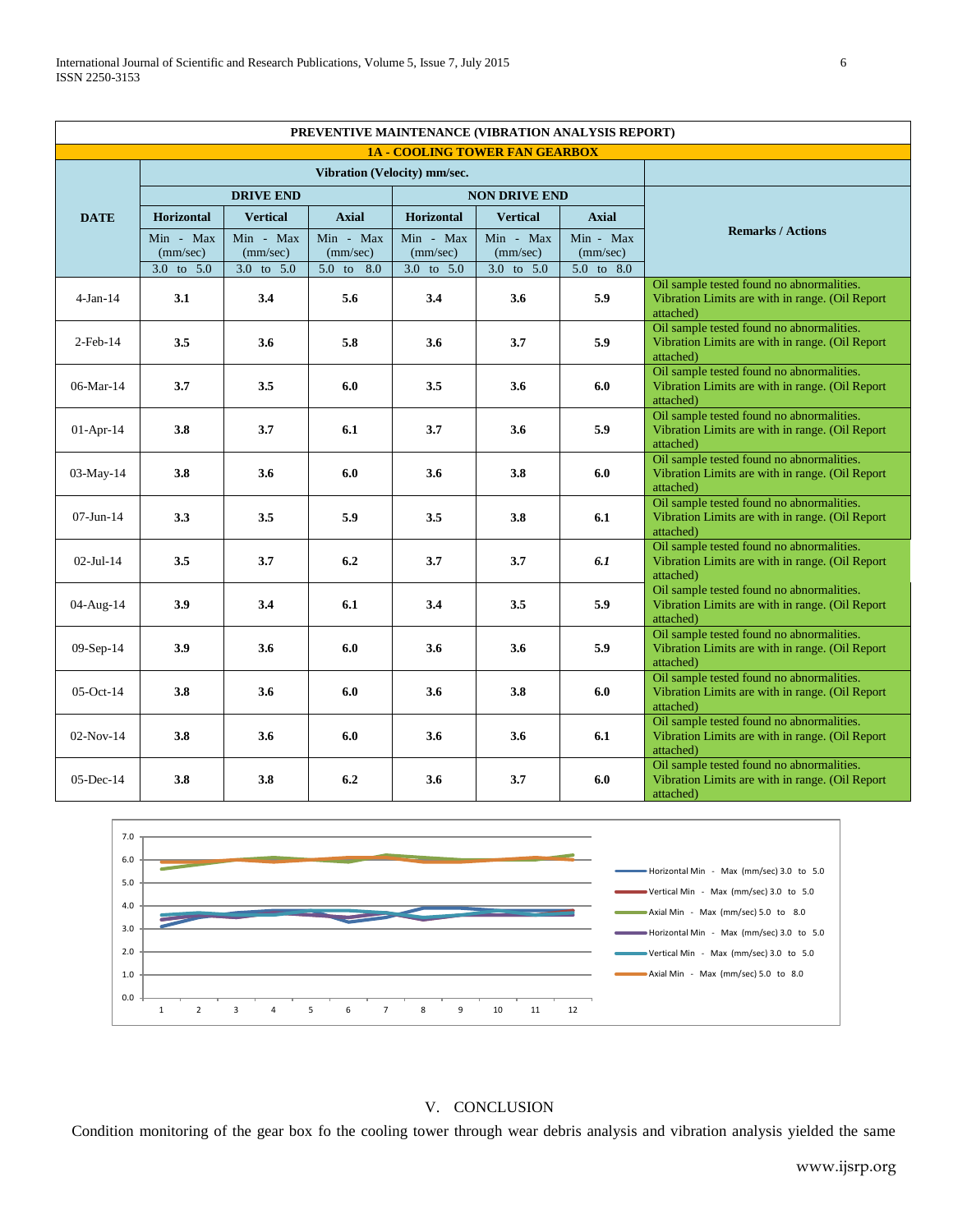| PREVENTIVE MAINTENANCE (VIBRATION ANALYSIS REPORT) | | | | | | | |
|---|---|---|---|---|---|---|---|
| **1A - COOLING TOWER FAN GEARBOX** | | | | | | | |
| **DATE** | **Vibration (Velocity) mm/sec.** | | | | | | **Remarks / Actions** |
| | **DRIVE END** | | | **NON DRIVE END** | | | |
| | **Horizontal** | **Vertical** | **Axial** | **Horizontal** | **Vertical** | **Axial** | |
| | Min - Max (mm/sec) | Min - Max (mm/sec) | Min - Max (mm/sec) | Min - Max (mm/sec) | Min - Max (mm/sec) | Min - Max (mm/sec) | |
| | 3.0 to 5.0 | 3.0 to 5.0 | 5.0 to 8.0 | 3.0 to 5.0 | 3.0 to 5.0 | 5.0 to 8.0 | |
| 4-Jan-14 | **3.1** | **3.4** | **5.6** | **3.4** | **3.6** | **5.9** | Oil sample tested found no abnormalities. Vibration Limits are with in range. (Oil Report attached) |
| 2-Feb-14 | **3.5** | **3.6** | **5.8** | **3.6** | **3.7** | **5.9** | Oil sample tested found no abnormalities. Vibration Limits are with in range. (Oil Report attached) |
| 06-Mar-14 | **3.7** | **3.5** | **6.0** | **3.5** | **3.6** | **6.0** | Oil sample tested found no abnormalities. Vibration Limits are with in range. (Oil Report attached) |
| 01-Apr-14 | **3.8** | **3.7** | **6.1** | **3.7** | **3.6** | **5.9** | Oil sample tested found no abnormalities. Vibration Limits are with in range. (Oil Report attached) |
| 03-May-14 | **3.8** | **3.6** | **6.0** | **3.6** | **3.8** | **6.0** | Oil sample tested found no abnormalities. Vibration Limits are with in range. (Oil Report attached) |
| 07-Jun-14 | **3.3** | **3.5** | **5.9** | **3.5** | **3.8** | **6.1** | Oil sample tested found no abnormalities. Vibration Limits are with in range. (Oil Report attached) |
| 02-Jul-14 | **3.5** | **3.7** | **6.2** | **3.7** | **3.7** | ***6.1*** | Oil sample tested found no abnormalities. Vibration Limits are with in range. (Oil Report attached) |
| 04-Aug-14 | **3.9** | **3.4** | **6.1** | **3.4** | **3.5** | **5.9** | Oil sample tested found no abnormalities. Vibration Limits are with in range. (Oil Report attached) |
| 09-Sep-14 | **3.9** | **3.6** | **6.0** | **3.6** | **3.6** | **5.9** | Oil sample tested found no abnormalities. Vibration Limits are with in range. (Oil Report attached) |
| 05-Oct-14 | **3.8** | **3.6** | **6.0** | **3.6** | **3.8** | **6.0** | Oil sample tested found no abnormalities. Vibration Limits are with in range. (Oil Report attached) |
| 02-Nov-14 | **3.8** | **3.6** | **6.0** | **3.6** | **3.6** | **6.1** | Oil sample tested found no abnormalities. Vibration Limits are with in range. (Oil Report attached) |
| 05-Dec-14 | **3.8** | **3.8** | **6.2** | **3.6** | **3.7** | **6.0** | Oil sample tested found no abnormalities. Vibration Limits are with in range. (Oil Report attached) |

## V. CONCLUSION

Condition monitoring of the gear box fo the cooling tower through wear debris analysis and vibration analysis yielded the same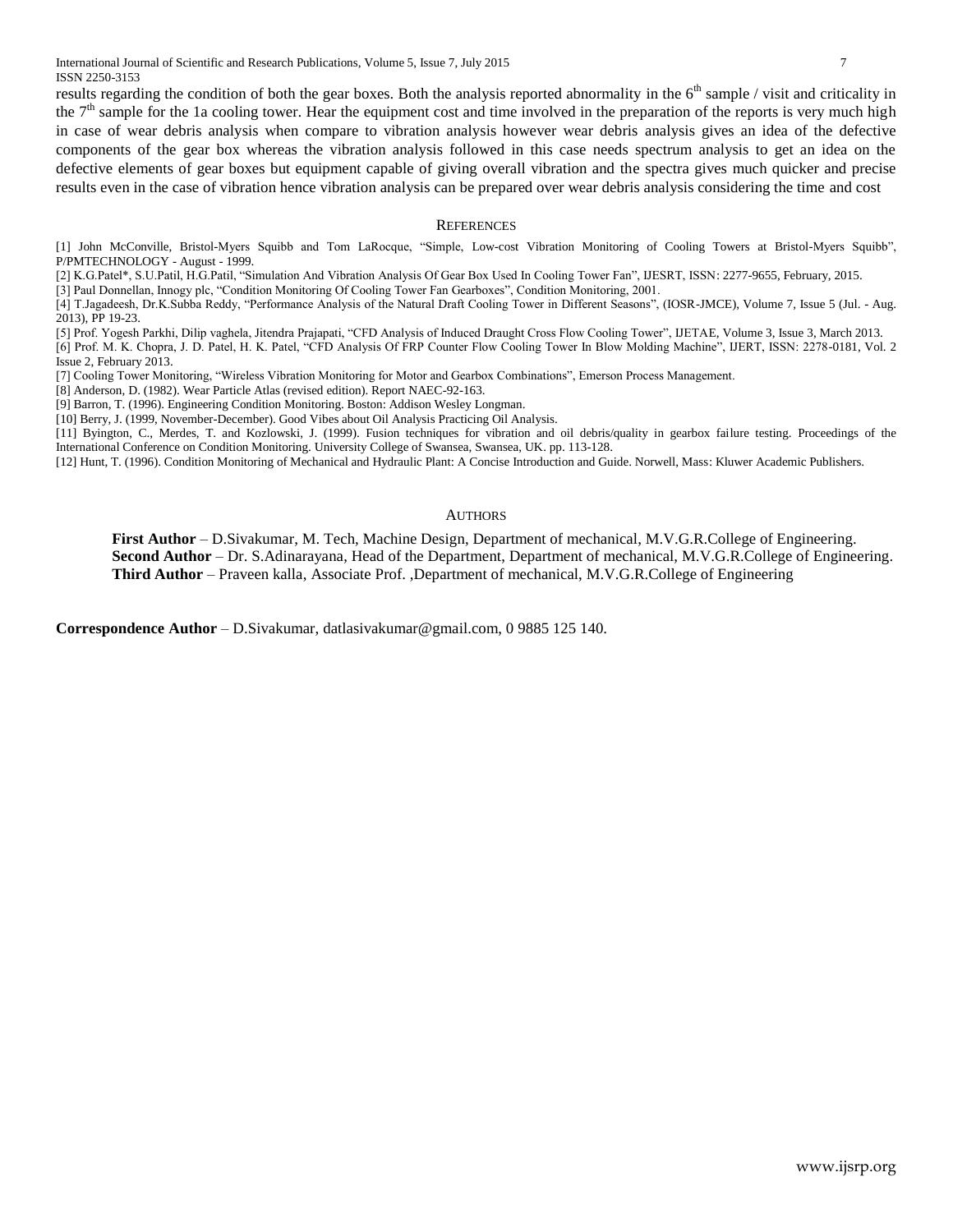results regarding the condition of both the gear boxes. Both the analysis reported abnormality in the 6th sample / visit and criticality in the 7th sample for the 1a cooling tower. Hear the equipment cost and time involved in the preparation of the reports is very much high in case of wear debris analysis when compare to vibration analysis however wear debris analysis gives an idea of the defective components of the gear box whereas the vibration analysis followed in this case needs spectrum analysis to get an idea on the defective elements of gear boxes but equipment capable of giving overall vibration and the spectra gives much quicker and precise results even in the case of vibration hence vibration analysis can be prepared over wear debris analysis considering the time and cost

## REFERENCES

[1] John McConville, Bristol-Myers Squibb and Tom LaRocque, "Simple, Low-cost Vibration Monitoring of Cooling Towers at Bristol-Myers Squibb", P/PMTECHNOLOGY - August - 1999.

[2] K.G.Patel*, S.U.Patil, H.G.Patil, "Simulation And Vibration Analysis Of Gear Box Used In Cooling Tower Fan", IJESRT, ISSN: 2277-9655, February, 2015.

[3] Paul Donnellan, Innogy plc, "Condition Monitoring Of Cooling Tower Fan Gearboxes", Condition Monitoring, 2001.

[4] T.Jagadeesh, Dr.K.Subba Reddy, "Performance Analysis of the Natural Draft Cooling Tower in Different Seasons", (IOSR-JMCE), Volume 7, Issue 5 (Jul. - Aug. 2013), PP 19-23.

[5] Prof. Yogesh Parkhi, Dilip vaghela, Jitendra Prajapati, "CFD Analysis of Induced Draught Cross Flow Cooling Tower", IJETAE, Volume 3, Issue 3, March 2013.

[6] Prof. M. K. Chopra, J. D. Patel, H. K. Patel, "CFD Analysis Of FRP Counter Flow Cooling Tower In Blow Molding Machine", IJERT, ISSN: 2278-0181, Vol. 2 Issue 2, February 2013.

[7] Cooling Tower Monitoring, "Wireless Vibration Monitoring for Motor and Gearbox Combinations", Emerson Process Management.

[8] Anderson, D. (1982). Wear Particle Atlas (revised edition). Report NAEC-92-163.

[9] Barron, T. (1996). Engineering Condition Monitoring. Boston: Addison Wesley Longman.

[10] Berry, J. (1999, November-December). Good Vibes about Oil Analysis Practicing Oil Analysis.

[11] Byington, C., Merdes, T. and Kozlowski, J. (1999). Fusion techniques for vibration and oil debris/quality in gearbox failure testing. Proceedings of the International Conference on Condition Monitoring. University College of Swansea, Swansea, UK. pp. 113-128.

[12] Hunt, T. (1996). Condition Monitoring of Mechanical and Hydraulic Plant: A Concise Introduction and Guide. Norwell, Mass: Kluwer Academic Publishers.

## AUTHORS

**First Author** – D.Sivakumar, M. Tech, Machine Design, Department of mechanical, M.V.G.R.College of Engineering.
**Second Author** – Dr. S.Adinarayana, Head of the Department, Department of mechanical, M.V.G.R.College of Engineering.
**Third Author** – Praveen kalla, Associate Prof. ,Department of mechanical, M.V.G.R.College of Engineering

**Correspondence Author** – D.Sivakumar, datlasivakumar@gmail.com, 0 9885 125 140.